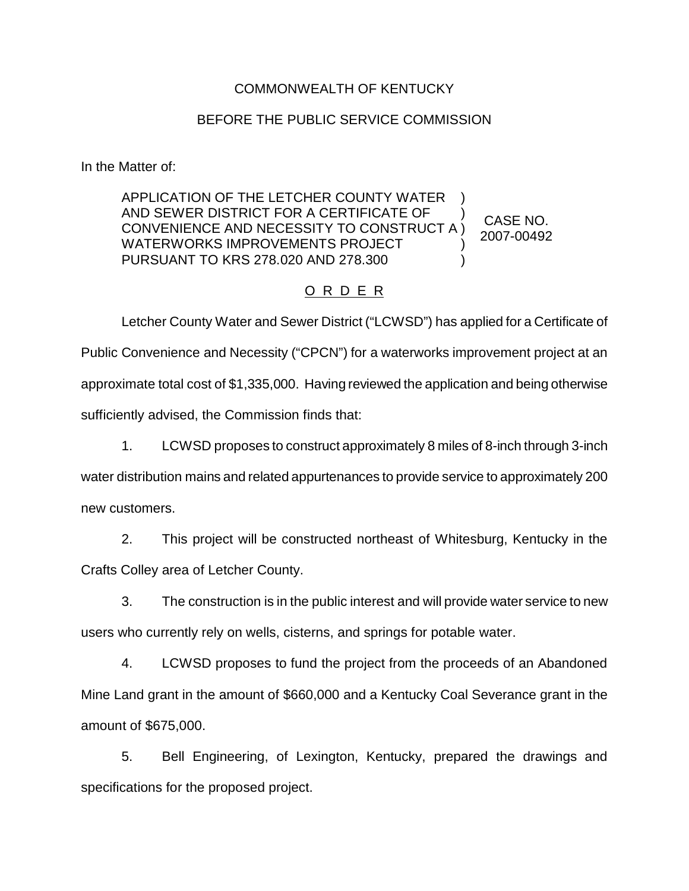COMMONWEALTH OF KENTUCKY

BEFORE THE PUBLIC SERVICE COMMISSION

In the Matter of:

| | | |
|---|---|---|
| APPLICATION OF THE LETCHER COUNTY WATER AND SEWER DISTRICT FOR A CERTIFICATE OF CONVENIENCE AND NECESSITY TO CONSTRUCT A WATERWORKS IMPROVEMENTS PROJECT PURSUANT TO KRS 278.020 AND 278.300 | ) ) ) ) ) | CASE NO. 2007-00492 |

## O R D E R

Letcher County Water and Sewer District ("LCWSD") has applied for a Certificate of Public Convenience and Necessity ("CPCN") for a waterworks improvement project at an approximate total cost of $1,335,000. Having reviewed the application and being otherwise sufficiently advised, the Commission finds that:

1. LCWSD proposes to construct approximately 8 miles of 8-inch through 3-inch water distribution mains and related appurtenances to provide service to approximately 200 new customers.

2. This project will be constructed northeast of Whitesburg, Kentucky in the Crafts Colley area of Letcher County.

3. The construction is in the public interest and will provide water service to new users who currently rely on wells, cisterns, and springs for potable water.

4. LCWSD proposes to fund the project from the proceeds of an Abandoned Mine Land grant in the amount of $660,000 and a Kentucky Coal Severance grant in the amount of $675,000.

5. Bell Engineering, of Lexington, Kentucky, prepared the drawings and specifications for the proposed project.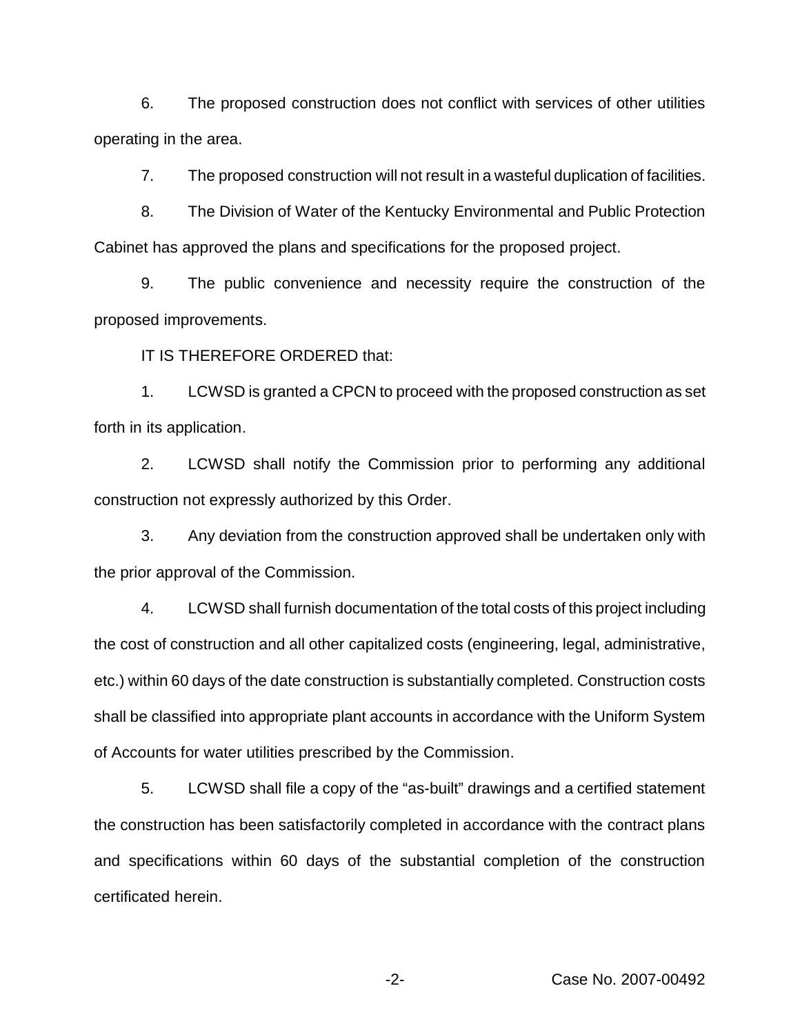6. The proposed construction does not conflict with services of other utilities operating in the area.

7. The proposed construction will not result in a wasteful duplication of facilities.

8. The Division of Water of the Kentucky Environmental and Public Protection Cabinet has approved the plans and specifications for the proposed project.

9. The public convenience and necessity require the construction of the proposed improvements.

IT IS THEREFORE ORDERED that:

1. LCWSD is granted a CPCN to proceed with the proposed construction as set forth in its application.

2. LCWSD shall notify the Commission prior to performing any additional construction not expressly authorized by this Order.

3. Any deviation from the construction approved shall be undertaken only with the prior approval of the Commission.

4. LCWSD shall furnish documentation of the total costs of this project including the cost of construction and all other capitalized costs (engineering, legal, administrative, etc.) within 60 days of the date construction is substantially completed. Construction costs shall be classified into appropriate plant accounts in accordance with the Uniform System of Accounts for water utilities prescribed by the Commission.

5. LCWSD shall file a copy of the "as-built" drawings and a certified statement the construction has been satisfactorily completed in accordance with the contract plans and specifications within 60 days of the substantial completion of the construction certificated herein.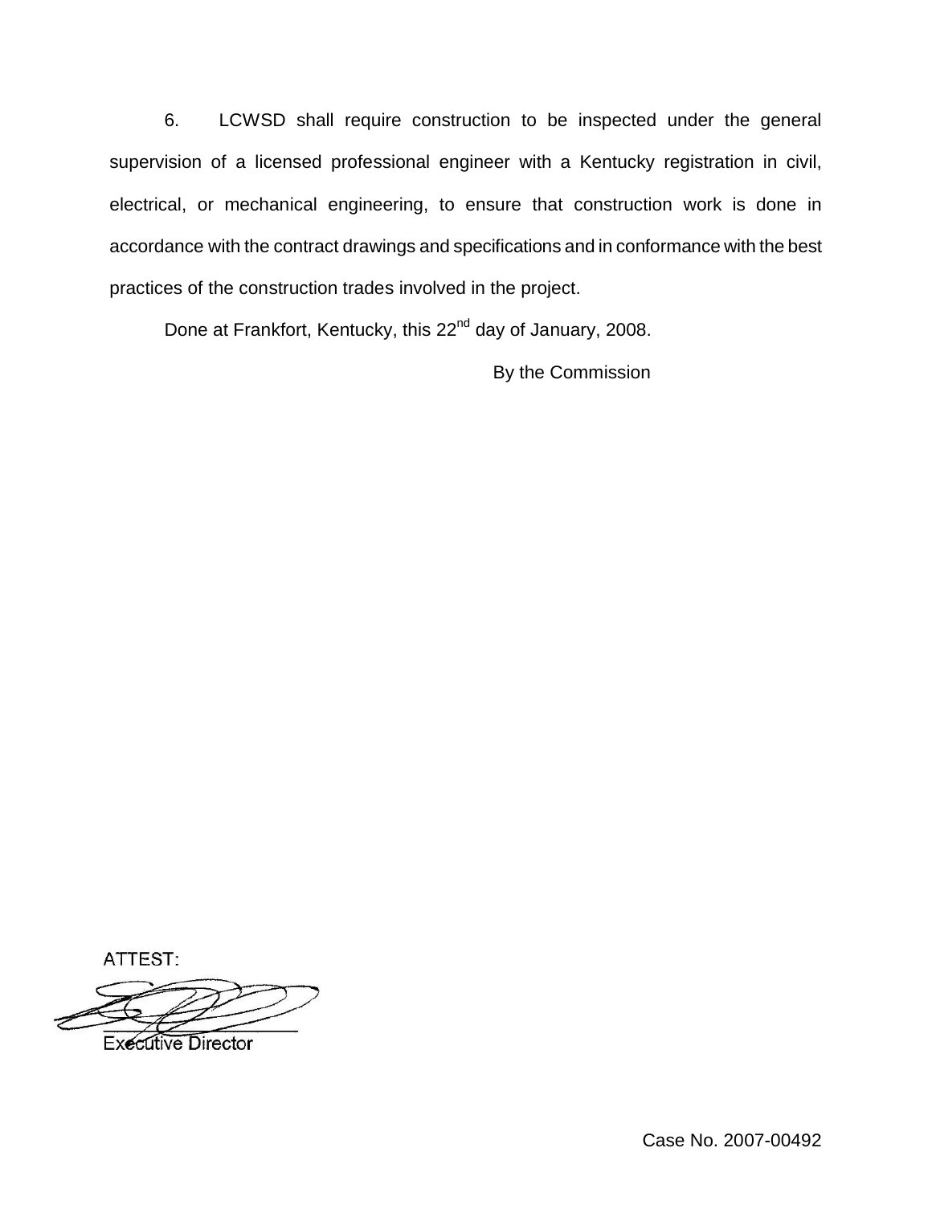6. LCWSD shall require construction to be inspected under the general supervision of a licensed professional engineer with a Kentucky registration in civil, electrical, or mechanical engineering, to ensure that construction work is done in accordance with the contract drawings and specifications and in conformance with the best practices of the construction trades involved in the project.

Done at Frankfort, Kentucky, this 22nd day of January, 2008.

By the Commission

ATTEST:

Executive Director

Case No. 2007-00492